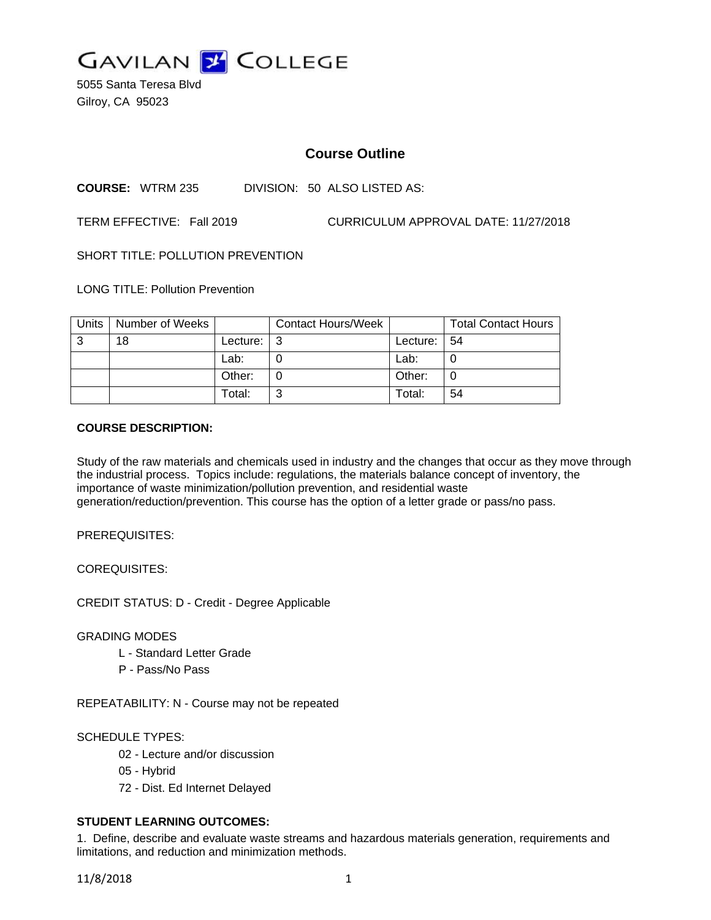# GAVILAN COLLEGE

5055 Santa Teresa Blvd
Gilroy, CA 95023

## Course Outline

**COURSE:** WTRM 235 DIVISION: 50 ALSO LISTED AS:

TERM EFFECTIVE: Fall 2019 CURRICULUM APPROVAL DATE: 11/27/2018

SHORT TITLE: POLLUTION PREVENTION

LONG TITLE: Pollution Prevention

| Units | Number of Weeks | | Contact Hours/Week | | Total Contact Hours |
|---|---|---|---|---|---|
| 3 | 18 | Lecture: | 3 | Lecture: | 54 |
| | | Lab: | 0 | Lab: | 0 |
| | | Other: | 0 | Other: | 0 |
| | | Total: | 3 | Total: | 54 |

**COURSE DESCRIPTION:**

Study of the raw materials and chemicals used in industry and the changes that occur as they move through the industrial process. Topics include: regulations, the materials balance concept of inventory, the importance of waste minimization/pollution prevention, and residential waste generation/reduction/prevention. This course has the option of a letter grade or pass/no pass.

PREREQUISITES:

COREQUISITES:

CREDIT STATUS: D - Credit - Degree Applicable

GRADING MODES

- L - Standard Letter Grade
- P - Pass/No Pass

REPEATABILITY: N - Course may not be repeated

SCHEDULE TYPES:

- 02 - Lecture and/or discussion
- 05 - Hybrid
- 72 - Dist. Ed Internet Delayed

**STUDENT LEARNING OUTCOMES:**

1. Define, describe and evaluate waste streams and hazardous materials generation, requirements and limitations, and reduction and minimization methods.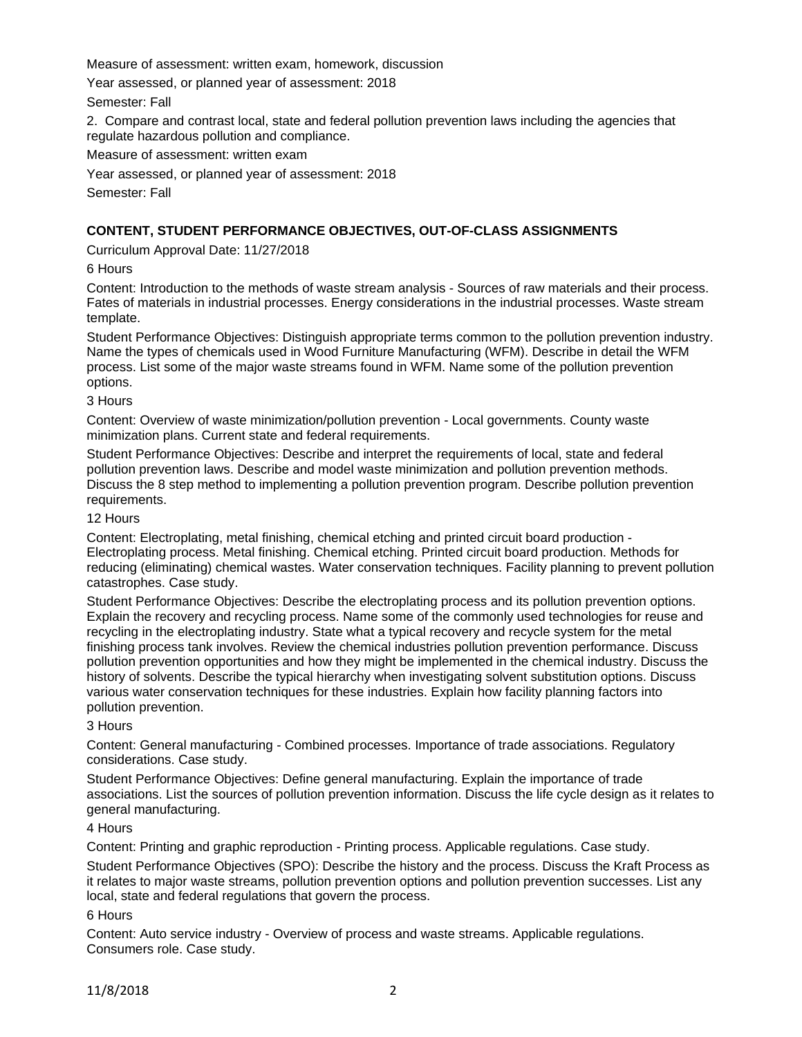Measure of assessment: written exam, homework, discussion

Year assessed, or planned year of assessment: 2018

Semester: Fall

2. Compare and contrast local, state and federal pollution prevention laws including the agencies that regulate hazardous pollution and compliance.

Measure of assessment: written exam

Year assessed, or planned year of assessment: 2018

Semester: Fall

## CONTENT, STUDENT PERFORMANCE OBJECTIVES, OUT-OF-CLASS ASSIGNMENTS

Curriculum Approval Date: 11/27/2018

6 Hours

Content: Introduction to the methods of waste stream analysis - Sources of raw materials and their process. Fates of materials in industrial processes. Energy considerations in the industrial processes. Waste stream template.

Student Performance Objectives: Distinguish appropriate terms common to the pollution prevention industry. Name the types of chemicals used in Wood Furniture Manufacturing (WFM). Describe in detail the WFM process. List some of the major waste streams found in WFM. Name some of the pollution prevention options.

3 Hours

Content: Overview of waste minimization/pollution prevention - Local governments. County waste minimization plans. Current state and federal requirements.

Student Performance Objectives: Describe and interpret the requirements of local, state and federal pollution prevention laws. Describe and model waste minimization and pollution prevention methods. Discuss the 8 step method to implementing a pollution prevention program. Describe pollution prevention requirements.

12 Hours

Content: Electroplating, metal finishing, chemical etching and printed circuit board production - Electroplating process. Metal finishing. Chemical etching. Printed circuit board production. Methods for reducing (eliminating) chemical wastes. Water conservation techniques. Facility planning to prevent pollution catastrophes. Case study.

Student Performance Objectives: Describe the electroplating process and its pollution prevention options. Explain the recovery and recycling process. Name some of the commonly used technologies for reuse and recycling in the electroplating industry. State what a typical recovery and recycle system for the metal finishing process tank involves. Review the chemical industries pollution prevention performance. Discuss pollution prevention opportunities and how they might be implemented in the chemical industry. Discuss the history of solvents. Describe the typical hierarchy when investigating solvent substitution options. Discuss various water conservation techniques for these industries. Explain how facility planning factors into pollution prevention.

3 Hours

Content: General manufacturing - Combined processes. Importance of trade associations. Regulatory considerations. Case study.

Student Performance Objectives: Define general manufacturing. Explain the importance of trade associations. List the sources of pollution prevention information. Discuss the life cycle design as it relates to general manufacturing.

4 Hours

Content: Printing and graphic reproduction - Printing process. Applicable regulations. Case study.

Student Performance Objectives (SPO): Describe the history and the process. Discuss the Kraft Process as it relates to major waste streams, pollution prevention options and pollution prevention successes. List any local, state and federal regulations that govern the process.

6 Hours

Content: Auto service industry - Overview of process and waste streams. Applicable regulations. Consumers role. Case study.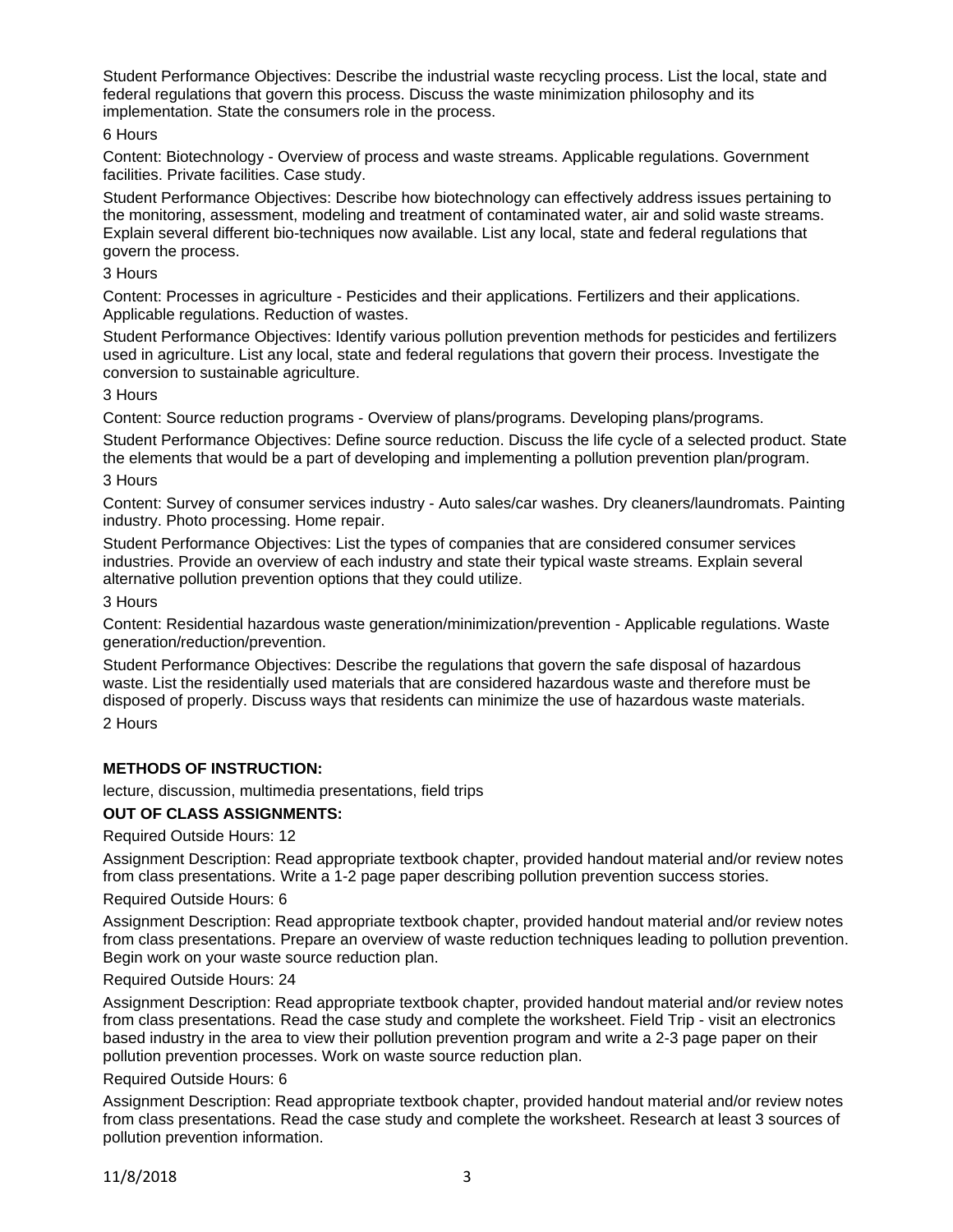Student Performance Objectives: Describe the industrial waste recycling process. List the local, state and federal regulations that govern this process. Discuss the waste minimization philosophy and its implementation. State the consumers role in the process.

6 Hours

Content: Biotechnology - Overview of process and waste streams. Applicable regulations. Government facilities. Private facilities. Case study.

Student Performance Objectives: Describe how biotechnology can effectively address issues pertaining to the monitoring, assessment, modeling and treatment of contaminated water, air and solid waste streams. Explain several different bio-techniques now available. List any local, state and federal regulations that govern the process.

3 Hours

Content: Processes in agriculture - Pesticides and their applications. Fertilizers and their applications. Applicable regulations. Reduction of wastes.

Student Performance Objectives: Identify various pollution prevention methods for pesticides and fertilizers used in agriculture. List any local, state and federal regulations that govern their process. Investigate the conversion to sustainable agriculture.

3 Hours

Content: Source reduction programs - Overview of plans/programs. Developing plans/programs.

Student Performance Objectives: Define source reduction. Discuss the life cycle of a selected product. State the elements that would be a part of developing and implementing a pollution prevention plan/program.

3 Hours

Content: Survey of consumer services industry - Auto sales/car washes. Dry cleaners/laundromats. Painting industry. Photo processing. Home repair.

Student Performance Objectives: List the types of companies that are considered consumer services industries. Provide an overview of each industry and state their typical waste streams. Explain several alternative pollution prevention options that they could utilize.

3 Hours

Content: Residential hazardous waste generation/minimization/prevention - Applicable regulations. Waste generation/reduction/prevention.

Student Performance Objectives: Describe the regulations that govern the safe disposal of hazardous waste. List the residentially used materials that are considered hazardous waste and therefore must be disposed of properly. Discuss ways that residents can minimize the use of hazardous waste materials.

2 Hours

**METHODS OF INSTRUCTION:**

lecture, discussion, multimedia presentations, field trips

**OUT OF CLASS ASSIGNMENTS:**

Required Outside Hours: 12

Assignment Description: Read appropriate textbook chapter, provided handout material and/or review notes from class presentations. Write a 1-2 page paper describing pollution prevention success stories.

Required Outside Hours: 6

Assignment Description: Read appropriate textbook chapter, provided handout material and/or review notes from class presentations. Prepare an overview of waste reduction techniques leading to pollution prevention. Begin work on your waste source reduction plan.

Required Outside Hours: 24

Assignment Description: Read appropriate textbook chapter, provided handout material and/or review notes from class presentations. Read the case study and complete the worksheet. Field Trip - visit an electronics based industry in the area to view their pollution prevention program and write a 2-3 page paper on their pollution prevention processes. Work on waste source reduction plan.

Required Outside Hours: 6

Assignment Description: Read appropriate textbook chapter, provided handout material and/or review notes from class presentations. Read the case study and complete the worksheet. Research at least 3 sources of pollution prevention information.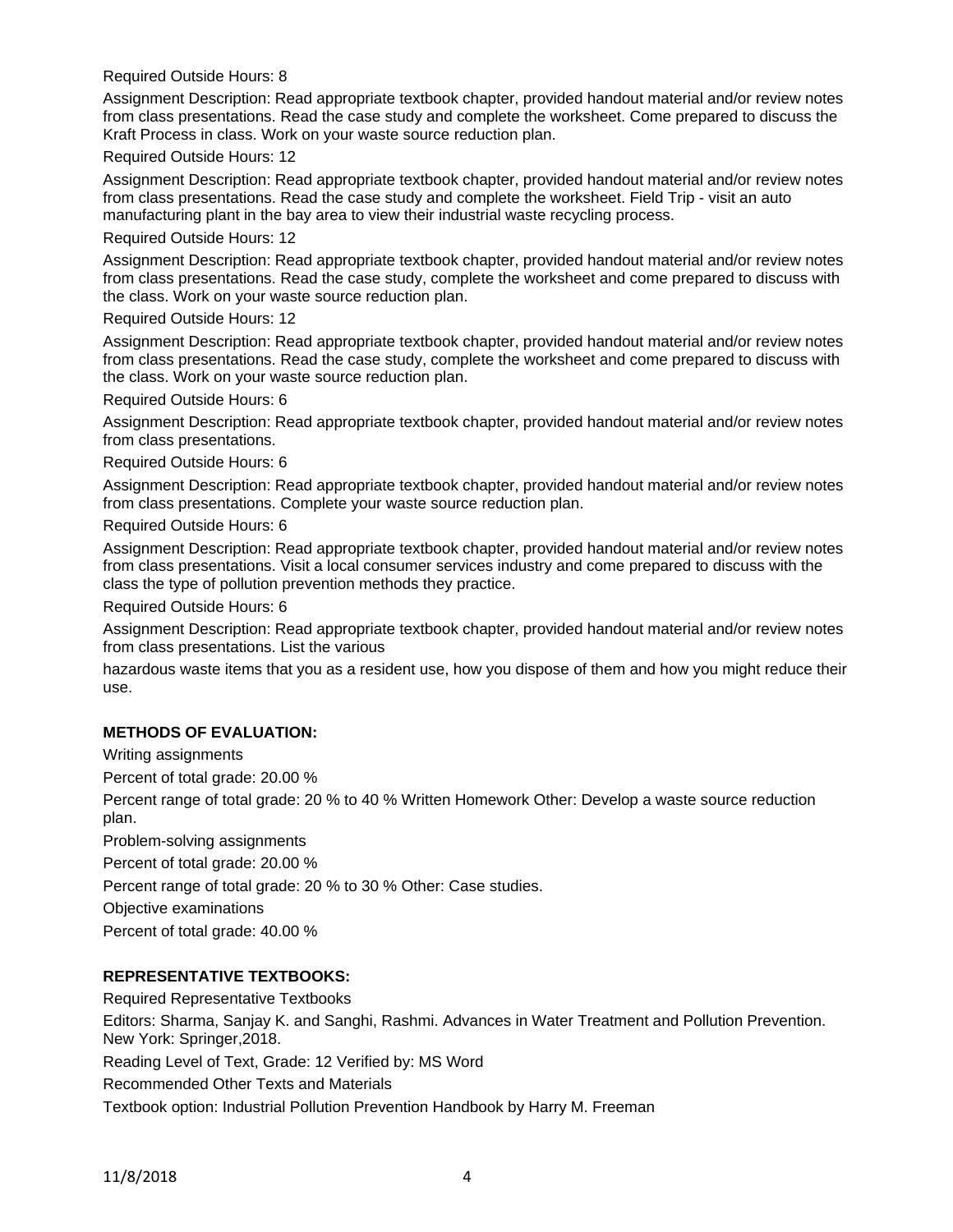Required Outside Hours: 8

Assignment Description: Read appropriate textbook chapter, provided handout material and/or review notes from class presentations. Read the case study and complete the worksheet. Come prepared to discuss the Kraft Process in class. Work on your waste source reduction plan.

Required Outside Hours: 12

Assignment Description: Read appropriate textbook chapter, provided handout material and/or review notes from class presentations. Read the case study and complete the worksheet. Field Trip - visit an auto manufacturing plant in the bay area to view their industrial waste recycling process.

Required Outside Hours: 12

Assignment Description: Read appropriate textbook chapter, provided handout material and/or review notes from class presentations. Read the case study, complete the worksheet and come prepared to discuss with the class. Work on your waste source reduction plan.

Required Outside Hours: 12

Assignment Description: Read appropriate textbook chapter, provided handout material and/or review notes from class presentations. Read the case study, complete the worksheet and come prepared to discuss with the class. Work on your waste source reduction plan.

Required Outside Hours: 6

Assignment Description: Read appropriate textbook chapter, provided handout material and/or review notes from class presentations.

Required Outside Hours: 6

Assignment Description: Read appropriate textbook chapter, provided handout material and/or review notes from class presentations. Complete your waste source reduction plan.

Required Outside Hours: 6

Assignment Description: Read appropriate textbook chapter, provided handout material and/or review notes from class presentations. Visit a local consumer services industry and come prepared to discuss with the class the type of pollution prevention methods they practice.

Required Outside Hours: 6

Assignment Description: Read appropriate textbook chapter, provided handout material and/or review notes from class presentations. List the various

hazardous waste items that you as a resident use, how you dispose of them and how you might reduce their use.

**METHODS OF EVALUATION:**

Writing assignments

Percent of total grade: 20.00 %

Percent range of total grade: 20 % to 40 % Written Homework Other: Develop a waste source reduction plan.

Problem-solving assignments

Percent of total grade: 20.00 %

Percent range of total grade: 20 % to 30 % Other: Case studies.

Objective examinations

Percent of total grade: 40.00 %

**REPRESENTATIVE TEXTBOOKS:**

Required Representative Textbooks

Editors: Sharma, Sanjay K. and Sanghi, Rashmi. Advances in Water Treatment and Pollution Prevention. New York: Springer,2018.

Reading Level of Text, Grade: 12 Verified by: MS Word

Recommended Other Texts and Materials

Textbook option: Industrial Pollution Prevention Handbook by Harry M. Freeman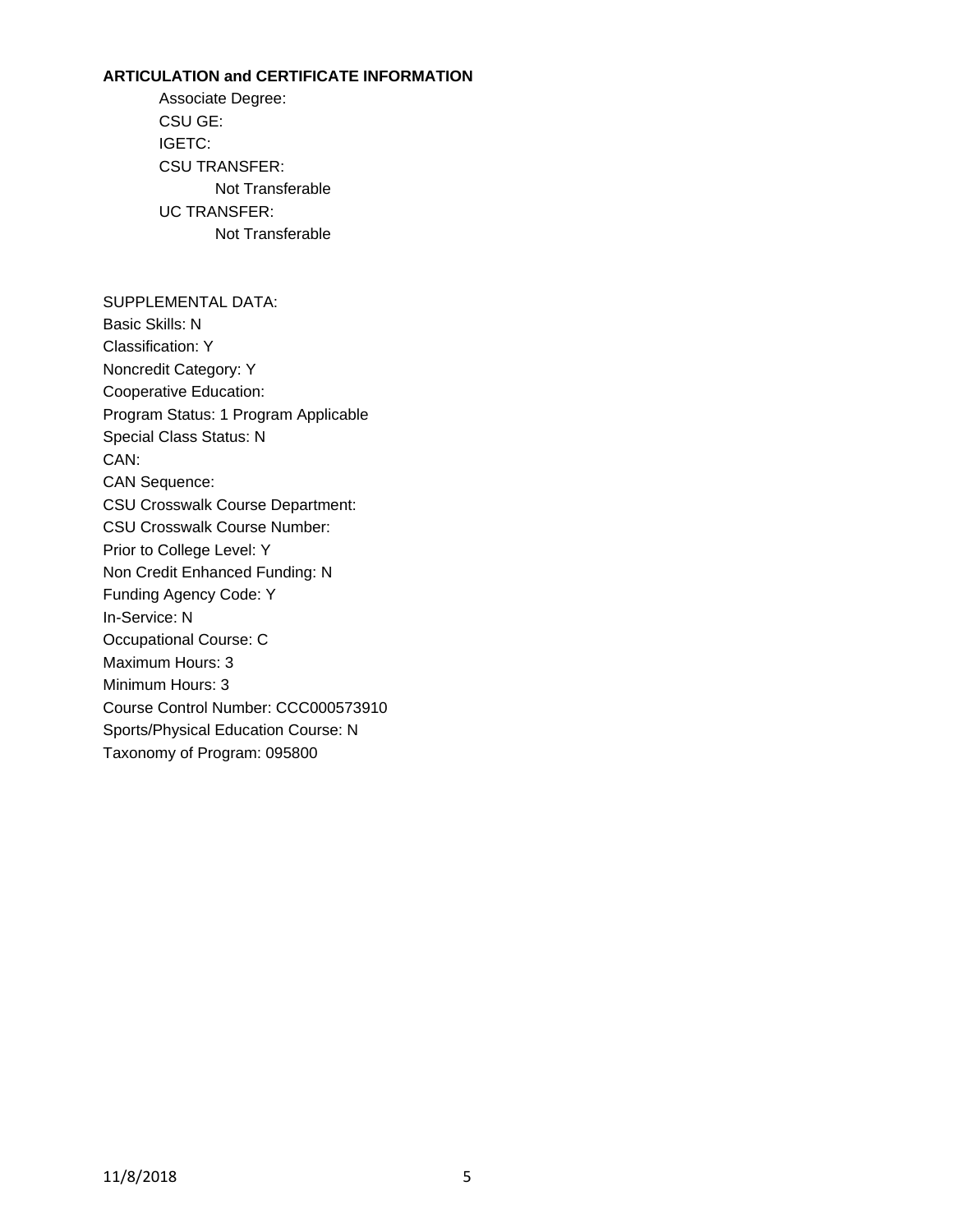**ARTICULATION and CERTIFICATE INFORMATION**

Associate Degree:

CSU GE:

IGETC:

CSU TRANSFER:

Not Transferable

UC TRANSFER:

Not Transferable

SUPPLEMENTAL DATA:

Basic Skills: N

Classification: Y

Noncredit Category: Y

Cooperative Education:

Program Status: 1 Program Applicable

Special Class Status: N

CAN:

CAN Sequence:

CSU Crosswalk Course Department:

CSU Crosswalk Course Number:

Prior to College Level: Y

Non Credit Enhanced Funding: N

Funding Agency Code: Y

In-Service: N

Occupational Course: C

Maximum Hours: 3

Minimum Hours: 3

Course Control Number: CCC000573910

Sports/Physical Education Course: N

Taxonomy of Program: 095800